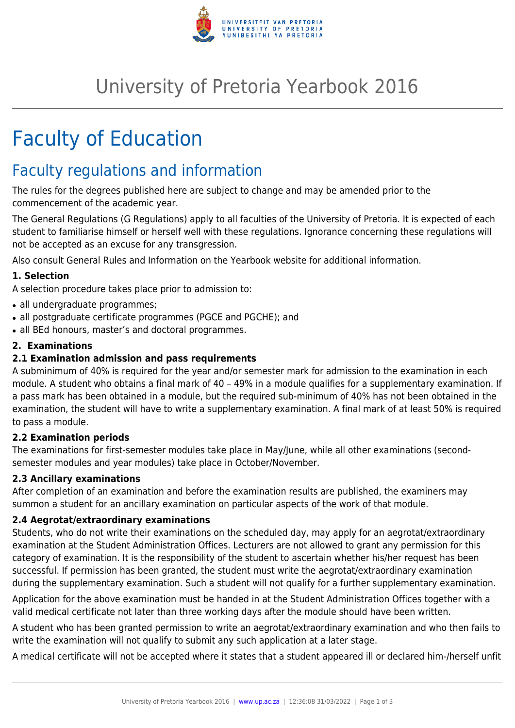# University of Pretoria Yearbook 2016

# Faculty of Education

## Faculty regulations and information

The rules for the degrees published here are subject to change and may be amended prior to the commencement of the academic year.

The General Regulations (G Regulations) apply to all faculties of the University of Pretoria. It is expected of each student to familiarise himself or herself well with these regulations. Ignorance concerning these regulations will not be accepted as an excuse for any transgression.

Also consult General Rules and Information on the Yearbook website for additional information.

**1. Selection**

A selection procedure takes place prior to admission to:

- all undergraduate programmes;
- all postgraduate certificate programmes (PGCE and PGCHE); and
- all BEd honours, master's and doctoral programmes.

**2. Examinations**

**2.1 Examination admission and pass requirements**

A subminimum of 40% is required for the year and/or semester mark for admission to the examination in each module. A student who obtains a final mark of 40 – 49% in a module qualifies for a supplementary examination. If a pass mark has been obtained in a module, but the required sub-minimum of 40% has not been obtained in the examination, the student will have to write a supplementary examination. A final mark of at least 50% is required to pass a module.

**2.2 Examination periods**

The examinations for first-semester modules take place in May/June, while all other examinations (second-semester modules and year modules) take place in October/November.

**2.3 Ancillary examinations**

After completion of an examination and before the examination results are published, the examiners may summon a student for an ancillary examination on particular aspects of the work of that module.

**2.4 Aegrotat/extraordinary examinations**

Students, who do not write their examinations on the scheduled day, may apply for an aegrotat/extraordinary examination at the Student Administration Offices. Lecturers are not allowed to grant any permission for this category of examination. It is the responsibility of the student to ascertain whether his/her request has been successful. If permission has been granted, the student must write the aegrotat/extraordinary examination during the supplementary examination. Such a student will not qualify for a further supplementary examination.

Application for the above examination must be handed in at the Student Administration Offices together with a valid medical certificate not later than three working days after the module should have been written.

A student who has been granted permission to write an aegrotat/extraordinary examination and who then fails to write the examination will not qualify to submit any such application at a later stage.

A medical certificate will not be accepted where it states that a student appeared ill or declared him-/herself unfit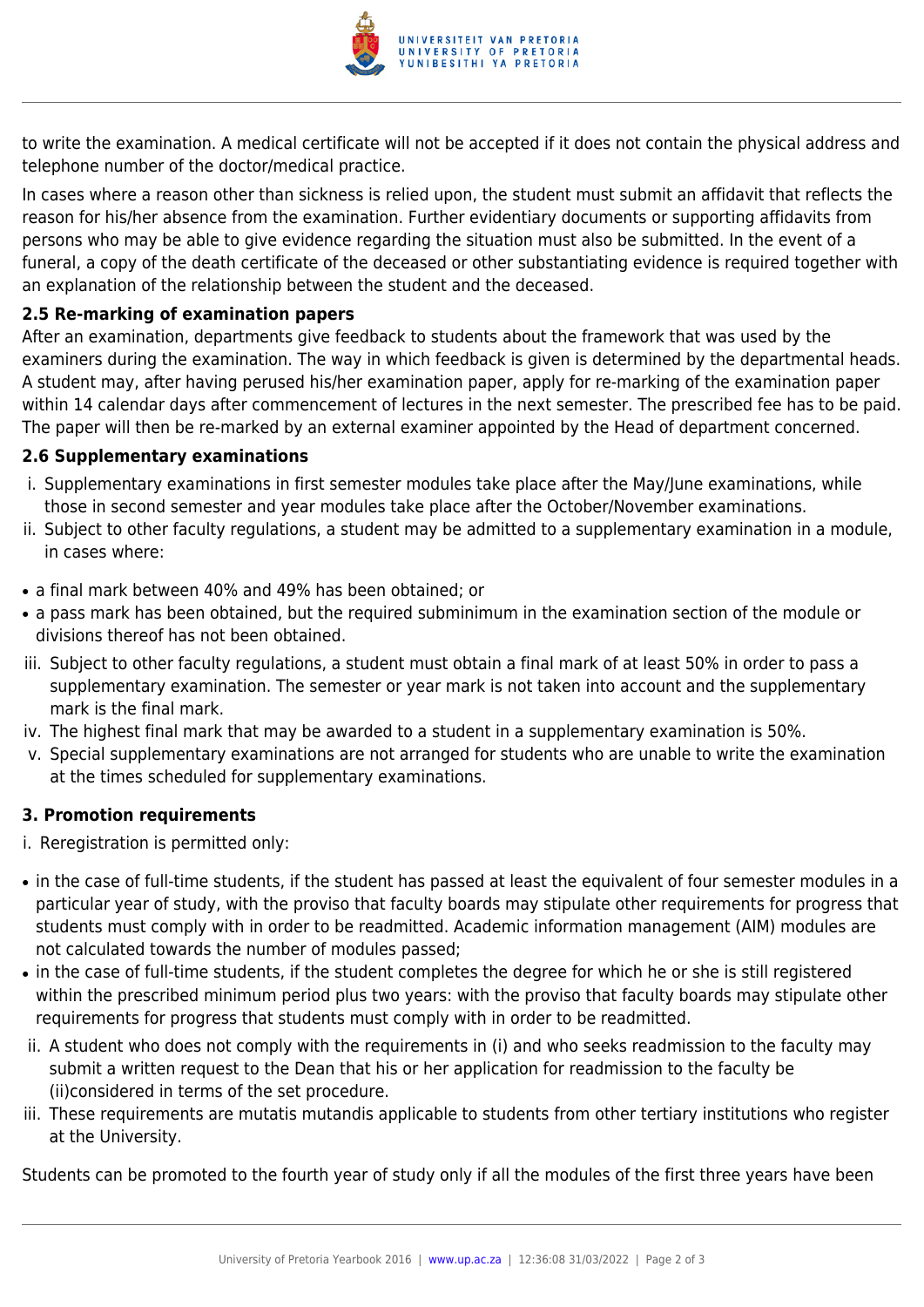to write the examination. A medical certificate will not be accepted if it does not contain the physical address and telephone number of the doctor/medical practice.

In cases where a reason other than sickness is relied upon, the student must submit an affidavit that reflects the reason for his/her absence from the examination. Further evidentiary documents or supporting affidavits from persons who may be able to give evidence regarding the situation must also be submitted. In the event of a funeral, a copy of the death certificate of the deceased or other substantiating evidence is required together with an explanation of the relationship between the student and the deceased.

**2.5 Re-marking of examination papers**

After an examination, departments give feedback to students about the framework that was used by the examiners during the examination. The way in which feedback is given is determined by the departmental heads. A student may, after having perused his/her examination paper, apply for re-marking of the examination paper within 14 calendar days after commencement of lectures in the next semester. The prescribed fee has to be paid. The paper will then be re-marked by an external examiner appointed by the Head of department concerned.

**2.6 Supplementary examinations**

i. Supplementary examinations in first semester modules take place after the May/June examinations, while those in second semester and year modules take place after the October/November examinations.
ii. Subject to other faculty regulations, a student may be admitted to a supplementary examination in a module, in cases where:

- a final mark between 40% and 49% has been obtained; or
- a pass mark has been obtained, but the required subminimum in the examination section of the module or divisions thereof has not been obtained.

iii. Subject to other faculty regulations, a student must obtain a final mark of at least 50% in order to pass a supplementary examination. The semester or year mark is not taken into account and the supplementary mark is the final mark.
iv. The highest final mark that may be awarded to a student in a supplementary examination is 50%.
v. Special supplementary examinations are not arranged for students who are unable to write the examination at the times scheduled for supplementary examinations.

**3. Promotion requirements**

i. Reregistration is permitted only:

- in the case of full-time students, if the student has passed at least the equivalent of four semester modules in a particular year of study, with the proviso that faculty boards may stipulate other requirements for progress that students must comply with in order to be readmitted. Academic information management (AIM) modules are not calculated towards the number of modules passed;
- in the case of full-time students, if the student completes the degree for which he or she is still registered within the prescribed minimum period plus two years: with the proviso that faculty boards may stipulate other requirements for progress that students must comply with in order to be readmitted.

ii. A student who does not comply with the requirements in (i) and who seeks readmission to the faculty may submit a written request to the Dean that his or her application for readmission to the faculty be (ii)considered in terms of the set procedure.
iii. These requirements are mutatis mutandis applicable to students from other tertiary institutions who register at the University.

Students can be promoted to the fourth year of study only if all the modules of the first three years have been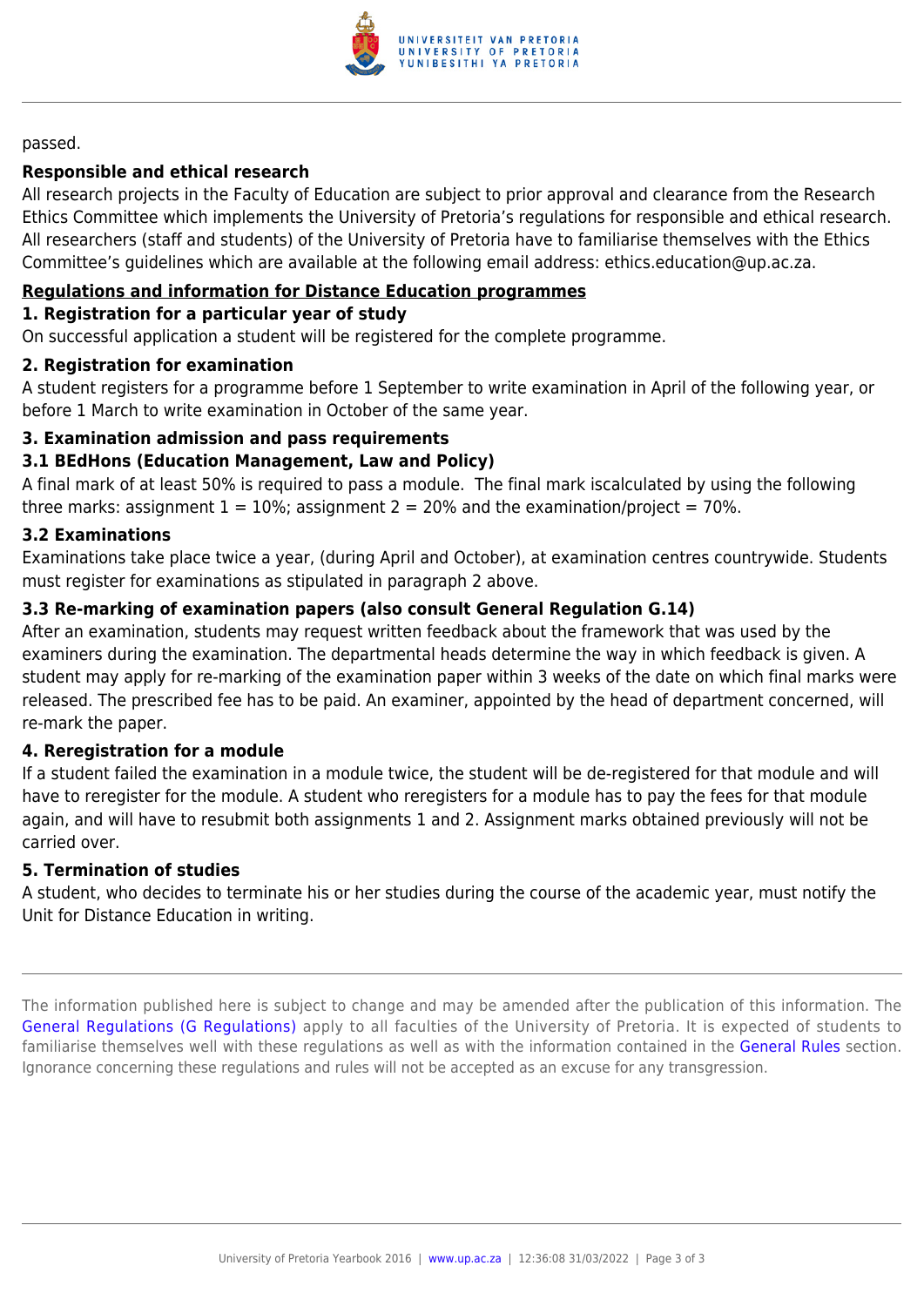passed.

**Responsible and ethical research**

All research projects in the Faculty of Education are subject to prior approval and clearance from the Research Ethics Committee which implements the University of Pretoria's regulations for responsible and ethical research. All researchers (staff and students) of the University of Pretoria have to familiarise themselves with the Ethics Committee's guidelines which are available at the following email address: ethics.education@up.ac.za.

**Regulations and information for Distance Education programmes**

**1. Registration for a particular year of study**

On successful application a student will be registered for the complete programme.

**2. Registration for examination**

A student registers for a programme before 1 September to write examination in April of the following year, or before 1 March to write examination in October of the same year.

**3. Examination admission and pass requirements**

**3.1 BEdHons (Education Management, Law and Policy)**

A final mark of at least 50% is required to pass a module. The final mark iscalculated by using the following three marks: assignment 1 = 10%; assignment 2 = 20% and the examination/project = 70%.

**3.2 Examinations**

Examinations take place twice a year, (during April and October), at examination centres countrywide. Students must register for examinations as stipulated in paragraph 2 above.

**3.3 Re-marking of examination papers (also consult General Regulation G.14)**

After an examination, students may request written feedback about the framework that was used by the examiners during the examination. The departmental heads determine the way in which feedback is given. A student may apply for re-marking of the examination paper within 3 weeks of the date on which final marks were released. The prescribed fee has to be paid. An examiner, appointed by the head of department concerned, will re-mark the paper.

**4. Reregistration for a module**

If a student failed the examination in a module twice, the student will be de-registered for that module and will have to reregister for the module. A student who reregisters for a module has to pay the fees for that module again, and will have to resubmit both assignments 1 and 2. Assignment marks obtained previously will not be carried over.

**5. Termination of studies**

A student, who decides to terminate his or her studies during the course of the academic year, must notify the Unit for Distance Education in writing.

The information published here is subject to change and may be amended after the publication of this information. The General Regulations (G Regulations) apply to all faculties of the University of Pretoria. It is expected of students to familiarise themselves well with these regulations as well as with the information contained in the General Rules section. Ignorance concerning these regulations and rules will not be accepted as an excuse for any transgression.